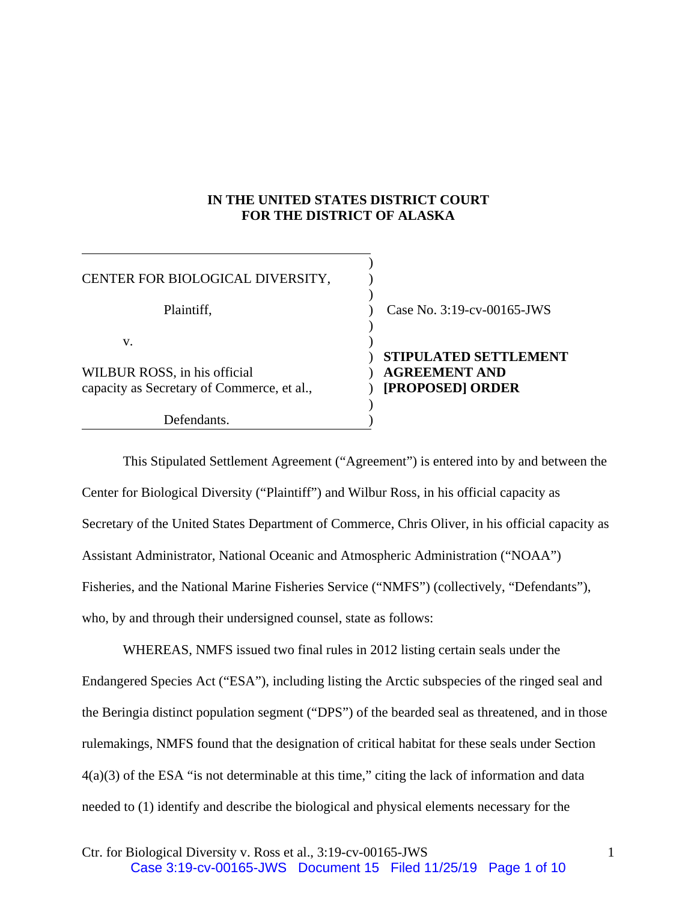**IN THE UNITED STATES DISTRICT COURT
FOR THE DISTRICT OF ALASKA**

| | | |
|---|---|---|
| CENTER FOR BIOLOGICAL DIVERSITY, | ) | |
| Plaintiff, | ) | Case No. 3:19-cv-00165-JWS |
| v. | ) | |
| WILBUR ROSS, in his official capacity as Secretary of Commerce, et al., | ) | **STIPULATED SETTLEMENT AGREEMENT AND [PROPOSED] ORDER** |
| Defendants. | ) | |

This Stipulated Settlement Agreement ("Agreement") is entered into by and between the Center for Biological Diversity ("Plaintiff") and Wilbur Ross, in his official capacity as Secretary of the United States Department of Commerce, Chris Oliver, in his official capacity as Assistant Administrator, National Oceanic and Atmospheric Administration ("NOAA") Fisheries, and the National Marine Fisheries Service ("NMFS") (collectively, "Defendants"), who, by and through their undersigned counsel, state as follows:

WHEREAS, NMFS issued two final rules in 2012 listing certain seals under the Endangered Species Act ("ESA"), including listing the Arctic subspecies of the ringed seal and the Beringia distinct population segment ("DPS") of the bearded seal as threatened, and in those rulemakings, NMFS found that the designation of critical habitat for these seals under Section 4(a)(3) of the ESA "is not determinable at this time," citing the lack of information and data needed to (1) identify and describe the biological and physical elements necessary for the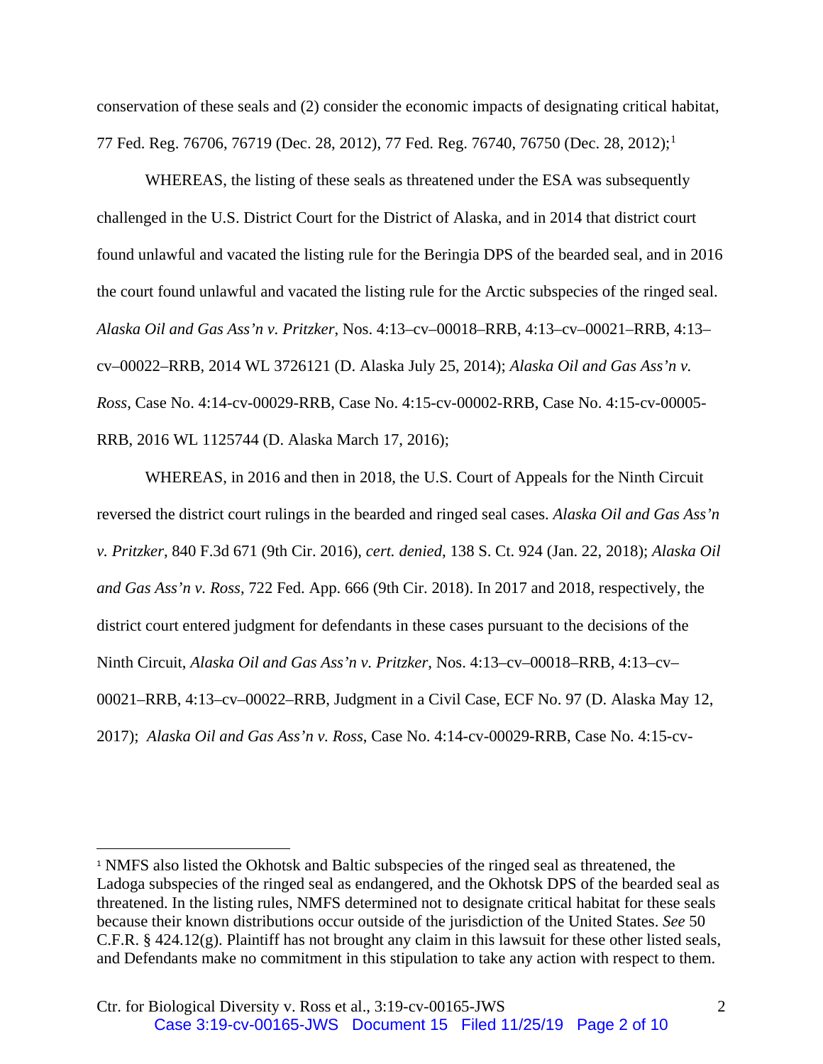conservation of these seals and (2) consider the economic impacts of designating critical habitat, 77 Fed. Reg. 76706, 76719 (Dec. 28, 2012), 77 Fed. Reg. 76740, 76750 (Dec. 28, 2012);[1]

WHEREAS, the listing of these seals as threatened under the ESA was subsequently challenged in the U.S. District Court for the District of Alaska, and in 2014 that district court found unlawful and vacated the listing rule for the Beringia DPS of the bearded seal, and in 2016 the court found unlawful and vacated the listing rule for the Arctic subspecies of the ringed seal. *Alaska Oil and Gas Ass'n v. Pritzker*, Nos. 4:13–cv–00018–RRB, 4:13–cv–00021–RRB, 4:13–cv–00022–RRB, 2014 WL 3726121 (D. Alaska July 25, 2014); *Alaska Oil and Gas Ass'n v. Ross*, Case No. 4:14-cv-00029-RRB, Case No. 4:15-cv-00002-RRB, Case No. 4:15-cv-00005-RRB, 2016 WL 1125744 (D. Alaska March 17, 2016);

WHEREAS, in 2016 and then in 2018, the U.S. Court of Appeals for the Ninth Circuit reversed the district court rulings in the bearded and ringed seal cases. *Alaska Oil and Gas Ass'n v. Pritzker*, 840 F.3d 671 (9th Cir. 2016), *cert. denied*, 138 S. Ct. 924 (Jan. 22, 2018); *Alaska Oil and Gas Ass'n v. Ross*, 722 Fed. App. 666 (9th Cir. 2018). In 2017 and 2018, respectively, the district court entered judgment for defendants in these cases pursuant to the decisions of the Ninth Circuit, *Alaska Oil and Gas Ass'n v. Pritzker*, Nos. 4:13–cv–00018–RRB, 4:13–cv–00021–RRB, 4:13–cv–00022–RRB, Judgment in a Civil Case, ECF No. 97 (D. Alaska May 12, 2017); *Alaska Oil and Gas Ass'n v. Ross*, Case No. 4:14-cv-00029-RRB, Case No. 4:15-cv-

---

[1] NMFS also listed the Okhotsk and Baltic subspecies of the ringed seal as threatened, the Ladoga subspecies of the ringed seal as endangered, and the Okhotsk DPS of the bearded seal as threatened. In the listing rules, NMFS determined not to designate critical habitat for these seals because their known distributions occur outside of the jurisdiction of the United States. *See* 50 C.F.R. § 424.12(g). Plaintiff has not brought any claim in this lawsuit for these other listed seals, and Defendants make no commitment in this stipulation to take any action with respect to them.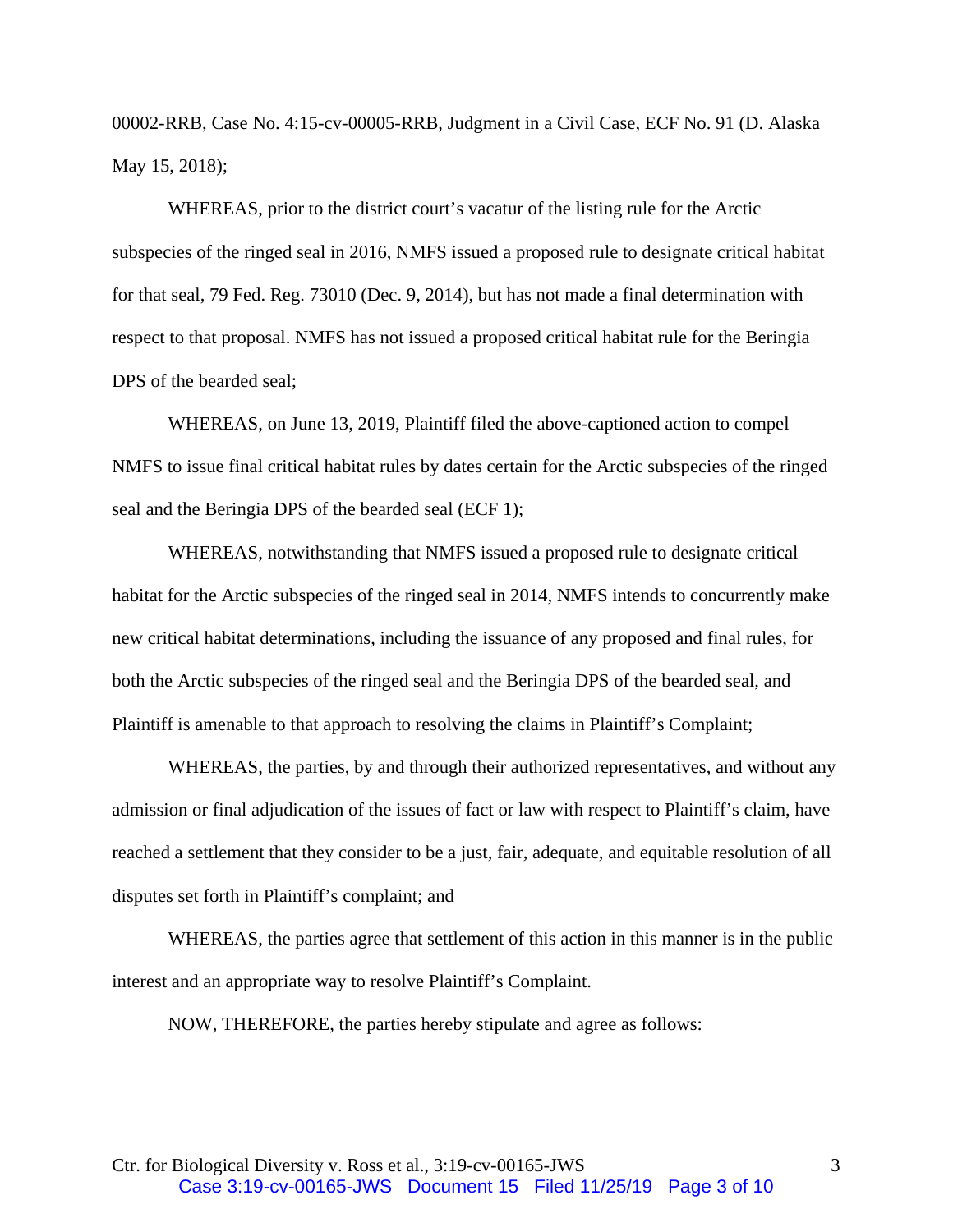00002-RRB, Case No. 4:15-cv-00005-RRB, Judgment in a Civil Case, ECF No. 91 (D. Alaska May 15, 2018);

WHEREAS, prior to the district court's vacatur of the listing rule for the Arctic subspecies of the ringed seal in 2016, NMFS issued a proposed rule to designate critical habitat for that seal, 79 Fed. Reg. 73010 (Dec. 9, 2014), but has not made a final determination with respect to that proposal. NMFS has not issued a proposed critical habitat rule for the Beringia DPS of the bearded seal;

WHEREAS, on June 13, 2019, Plaintiff filed the above-captioned action to compel NMFS to issue final critical habitat rules by dates certain for the Arctic subspecies of the ringed seal and the Beringia DPS of the bearded seal (ECF 1);

WHEREAS, notwithstanding that NMFS issued a proposed rule to designate critical habitat for the Arctic subspecies of the ringed seal in 2014, NMFS intends to concurrently make new critical habitat determinations, including the issuance of any proposed and final rules, for both the Arctic subspecies of the ringed seal and the Beringia DPS of the bearded seal, and Plaintiff is amenable to that approach to resolving the claims in Plaintiff's Complaint;

WHEREAS, the parties, by and through their authorized representatives, and without any admission or final adjudication of the issues of fact or law with respect to Plaintiff's claim, have reached a settlement that they consider to be a just, fair, adequate, and equitable resolution of all disputes set forth in Plaintiff's complaint; and

WHEREAS, the parties agree that settlement of this action in this manner is in the public interest and an appropriate way to resolve Plaintiff's Complaint.

NOW, THEREFORE, the parties hereby stipulate and agree as follows: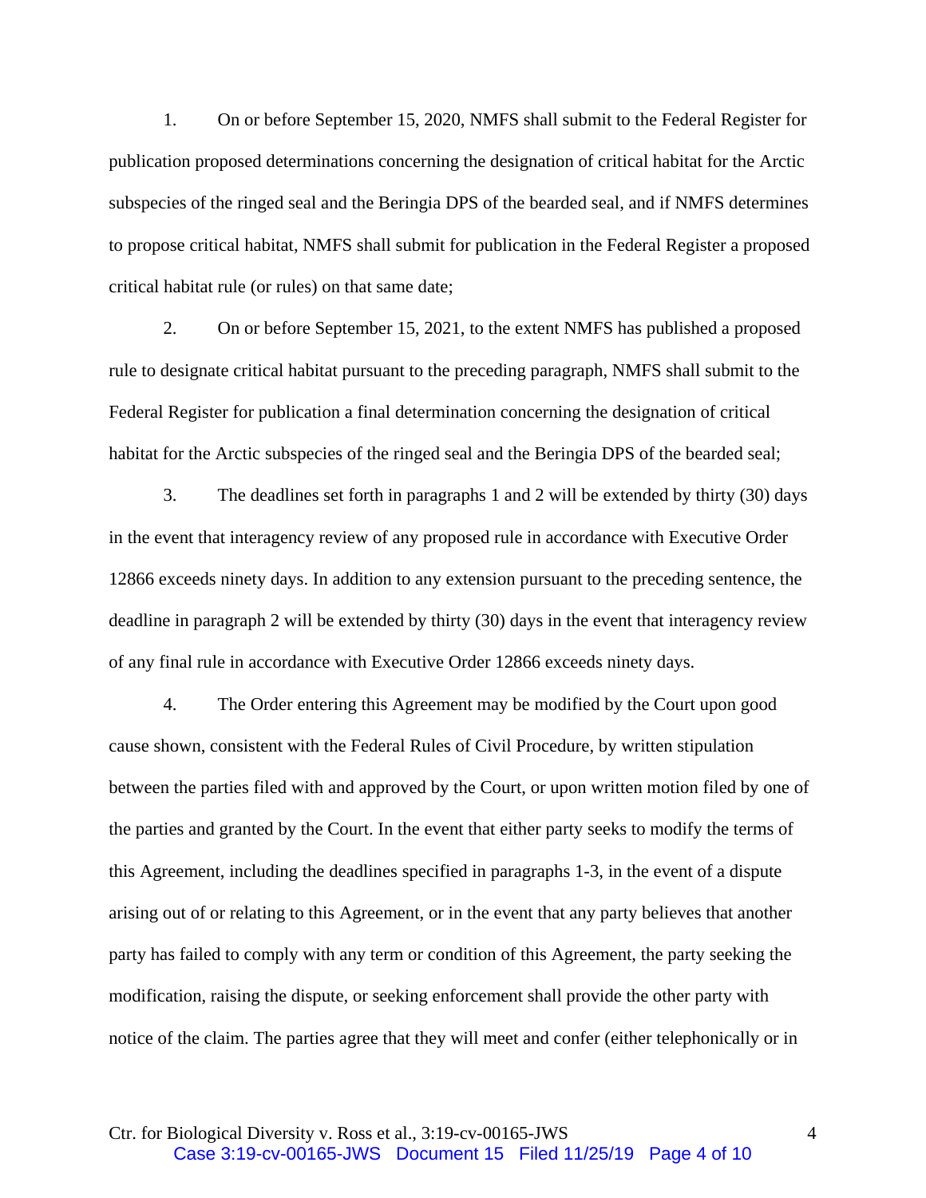1. On or before September 15, 2020, NMFS shall submit to the Federal Register for publication proposed determinations concerning the designation of critical habitat for the Arctic subspecies of the ringed seal and the Beringia DPS of the bearded seal, and if NMFS determines to propose critical habitat, NMFS shall submit for publication in the Federal Register a proposed critical habitat rule (or rules) on that same date;

2. On or before September 15, 2021, to the extent NMFS has published a proposed rule to designate critical habitat pursuant to the preceding paragraph, NMFS shall submit to the Federal Register for publication a final determination concerning the designation of critical habitat for the Arctic subspecies of the ringed seal and the Beringia DPS of the bearded seal;

3. The deadlines set forth in paragraphs 1 and 2 will be extended by thirty (30) days in the event that interagency review of any proposed rule in accordance with Executive Order 12866 exceeds ninety days. In addition to any extension pursuant to the preceding sentence, the deadline in paragraph 2 will be extended by thirty (30) days in the event that interagency review of any final rule in accordance with Executive Order 12866 exceeds ninety days.

4. The Order entering this Agreement may be modified by the Court upon good cause shown, consistent with the Federal Rules of Civil Procedure, by written stipulation between the parties filed with and approved by the Court, or upon written motion filed by one of the parties and granted by the Court. In the event that either party seeks to modify the terms of this Agreement, including the deadlines specified in paragraphs 1-3, in the event of a dispute arising out of or relating to this Agreement, or in the event that any party believes that another party has failed to comply with any term or condition of this Agreement, the party seeking the modification, raising the dispute, or seeking enforcement shall provide the other party with notice of the claim. The parties agree that they will meet and confer (either telephonically or in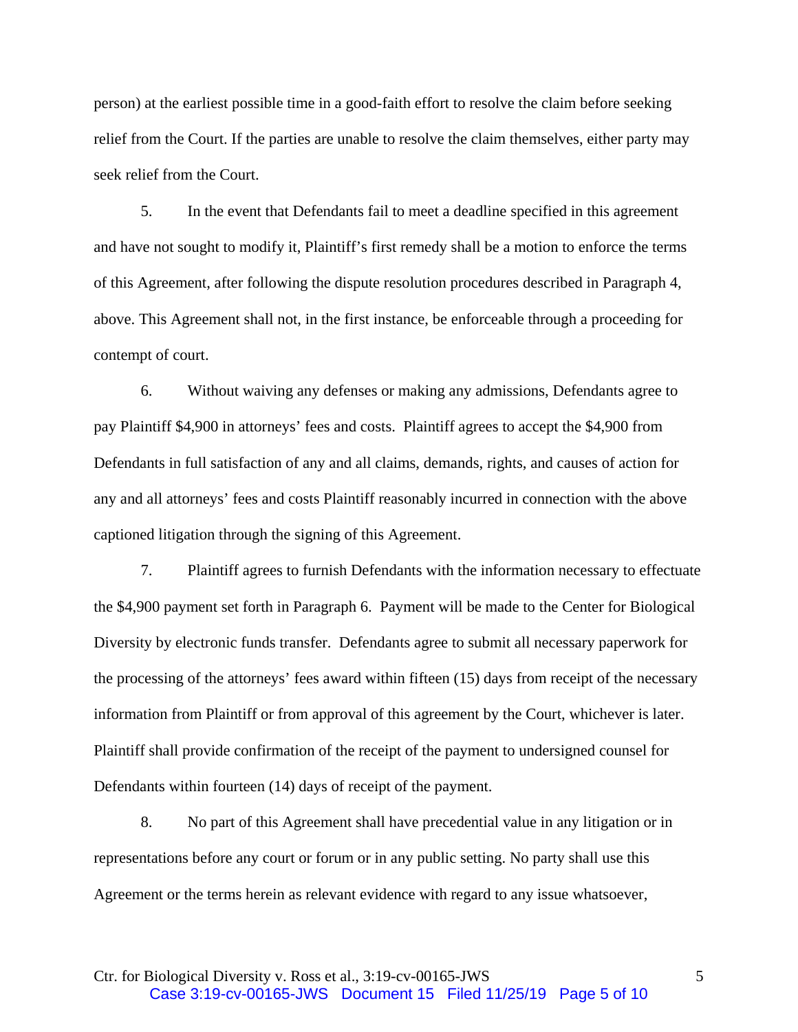person) at the earliest possible time in a good-faith effort to resolve the claim before seeking relief from the Court. If the parties are unable to resolve the claim themselves, either party may seek relief from the Court.

5. In the event that Defendants fail to meet a deadline specified in this agreement and have not sought to modify it, Plaintiff's first remedy shall be a motion to enforce the terms of this Agreement, after following the dispute resolution procedures described in Paragraph 4, above. This Agreement shall not, in the first instance, be enforceable through a proceeding for contempt of court.

6. Without waiving any defenses or making any admissions, Defendants agree to pay Plaintiff $4,900 in attorneys' fees and costs. Plaintiff agrees to accept the $4,900 from Defendants in full satisfaction of any and all claims, demands, rights, and causes of action for any and all attorneys' fees and costs Plaintiff reasonably incurred in connection with the above captioned litigation through the signing of this Agreement.

7. Plaintiff agrees to furnish Defendants with the information necessary to effectuate the $4,900 payment set forth in Paragraph 6. Payment will be made to the Center for Biological Diversity by electronic funds transfer. Defendants agree to submit all necessary paperwork for the processing of the attorneys' fees award within fifteen (15) days from receipt of the necessary information from Plaintiff or from approval of this agreement by the Court, whichever is later. Plaintiff shall provide confirmation of the receipt of the payment to undersigned counsel for Defendants within fourteen (14) days of receipt of the payment.

8. No part of this Agreement shall have precedential value in any litigation or in representations before any court or forum or in any public setting. No party shall use this Agreement or the terms herein as relevant evidence with regard to any issue whatsoever,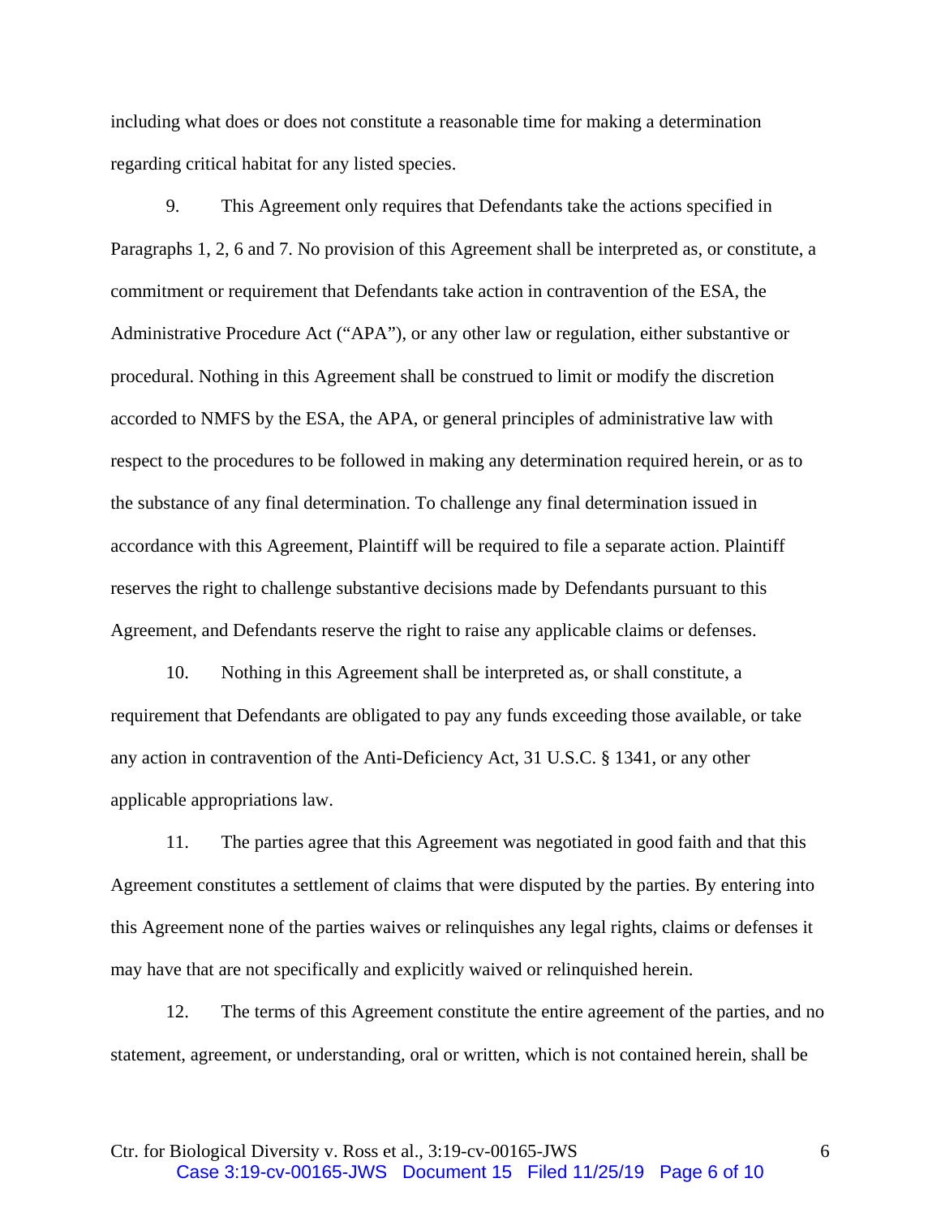including what does or does not constitute a reasonable time for making a determination regarding critical habitat for any listed species.

9. This Agreement only requires that Defendants take the actions specified in Paragraphs 1, 2, 6 and 7. No provision of this Agreement shall be interpreted as, or constitute, a commitment or requirement that Defendants take action in contravention of the ESA, the Administrative Procedure Act ("APA"), or any other law or regulation, either substantive or procedural. Nothing in this Agreement shall be construed to limit or modify the discretion accorded to NMFS by the ESA, the APA, or general principles of administrative law with respect to the procedures to be followed in making any determination required herein, or as to the substance of any final determination. To challenge any final determination issued in accordance with this Agreement, Plaintiff will be required to file a separate action. Plaintiff reserves the right to challenge substantive decisions made by Defendants pursuant to this Agreement, and Defendants reserve the right to raise any applicable claims or defenses.

10. Nothing in this Agreement shall be interpreted as, or shall constitute, a requirement that Defendants are obligated to pay any funds exceeding those available, or take any action in contravention of the Anti-Deficiency Act, 31 U.S.C. § 1341, or any other applicable appropriations law.

11. The parties agree that this Agreement was negotiated in good faith and that this Agreement constitutes a settlement of claims that were disputed by the parties. By entering into this Agreement none of the parties waives or relinquishes any legal rights, claims or defenses it may have that are not specifically and explicitly waived or relinquished herein.

12. The terms of this Agreement constitute the entire agreement of the parties, and no statement, agreement, or understanding, oral or written, which is not contained herein, shall be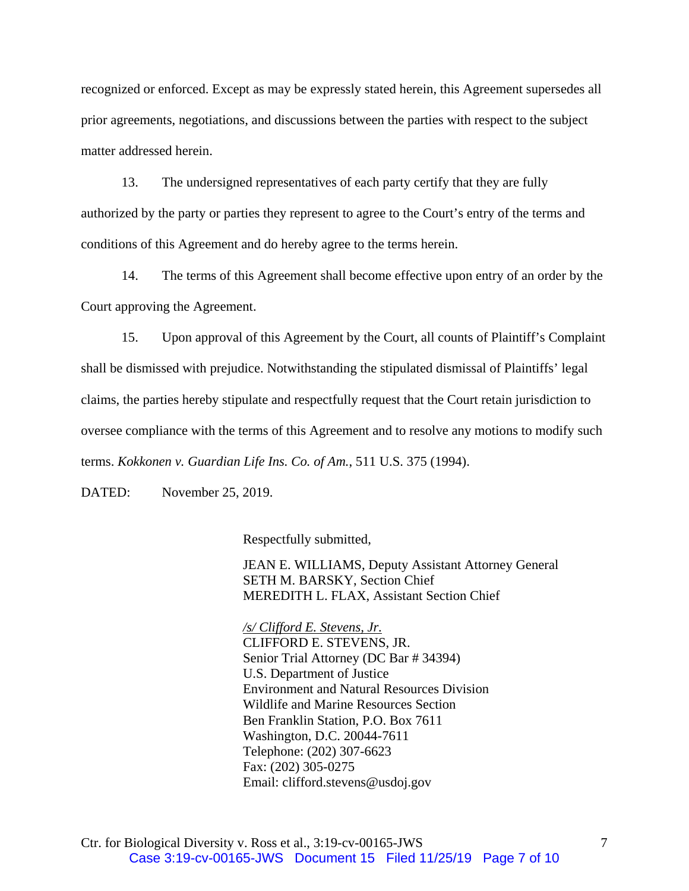recognized or enforced. Except as may be expressly stated herein, this Agreement supersedes all prior agreements, negotiations, and discussions between the parties with respect to the subject matter addressed herein.

13. The undersigned representatives of each party certify that they are fully authorized by the party or parties they represent to agree to the Court's entry of the terms and conditions of this Agreement and do hereby agree to the terms herein.

14. The terms of this Agreement shall become effective upon entry of an order by the Court approving the Agreement.

15. Upon approval of this Agreement by the Court, all counts of Plaintiff's Complaint shall be dismissed with prejudice. Notwithstanding the stipulated dismissal of Plaintiffs' legal claims, the parties hereby stipulate and respectfully request that the Court retain jurisdiction to oversee compliance with the terms of this Agreement and to resolve any motions to modify such terms. *Kokkonen v. Guardian Life Ins. Co. of Am.*, 511 U.S. 375 (1994).

DATED: November 25, 2019.

Respectfully submitted,

JEAN E. WILLIAMS, Deputy Assistant Attorney General
SETH M. BARSKY, Section Chief
MEREDITH L. FLAX, Assistant Section Chief

*/s/ Clifford E. Stevens, Jr.*
CLIFFORD E. STEVENS, JR.
Senior Trial Attorney (DC Bar # 34394)
U.S. Department of Justice
Environment and Natural Resources Division
Wildlife and Marine Resources Section
Ben Franklin Station, P.O. Box 7611
Washington, D.C. 20044-7611
Telephone: (202) 307-6623
Fax: (202) 305-0275
Email: clifford.stevens@usdoj.gov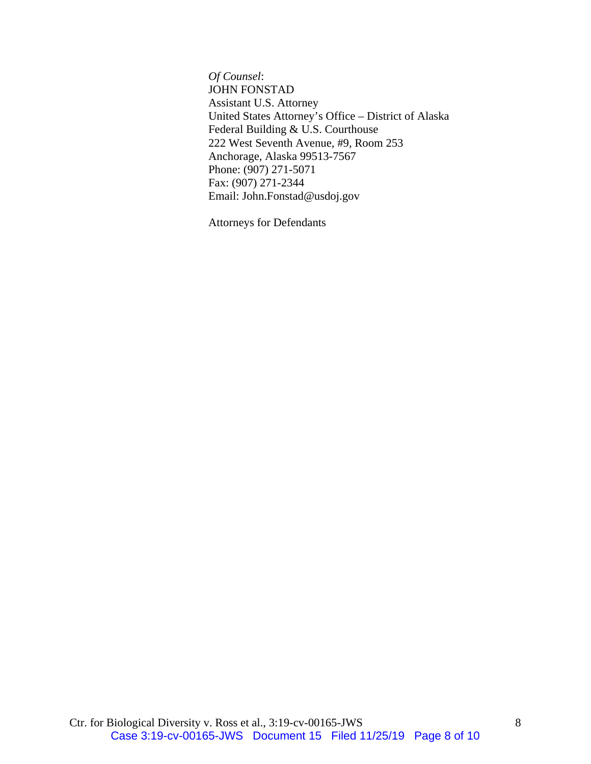*Of Counsel*:  
JOHN FONSTAD  
Assistant U.S. Attorney  
United States Attorney's Office – District of Alaska  
Federal Building & U.S. Courthouse  
222 West Seventh Avenue, #9, Room 253  
Anchorage, Alaska 99513-7567  
Phone: (907) 271-5071  
Fax: (907) 271-2344  
Email: John.Fonstad@usdoj.gov

Attorneys for Defendants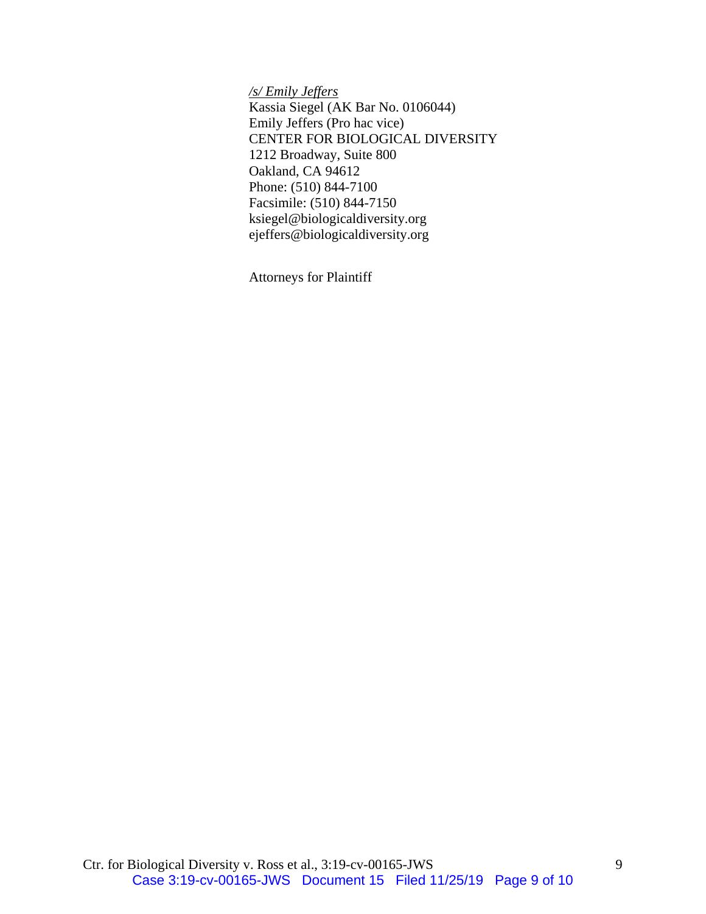*/s/ Emily Jeffers*
Kassia Siegel (AK Bar No. 0106044)
Emily Jeffers (Pro hac vice)
CENTER FOR BIOLOGICAL DIVERSITY
1212 Broadway, Suite 800
Oakland, CA 94612
Phone: (510) 844-7100
Facsimile: (510) 844-7150
ksiegel@biologicaldiversity.org
ejeffers@biologicaldiversity.org

Attorneys for Plaintiff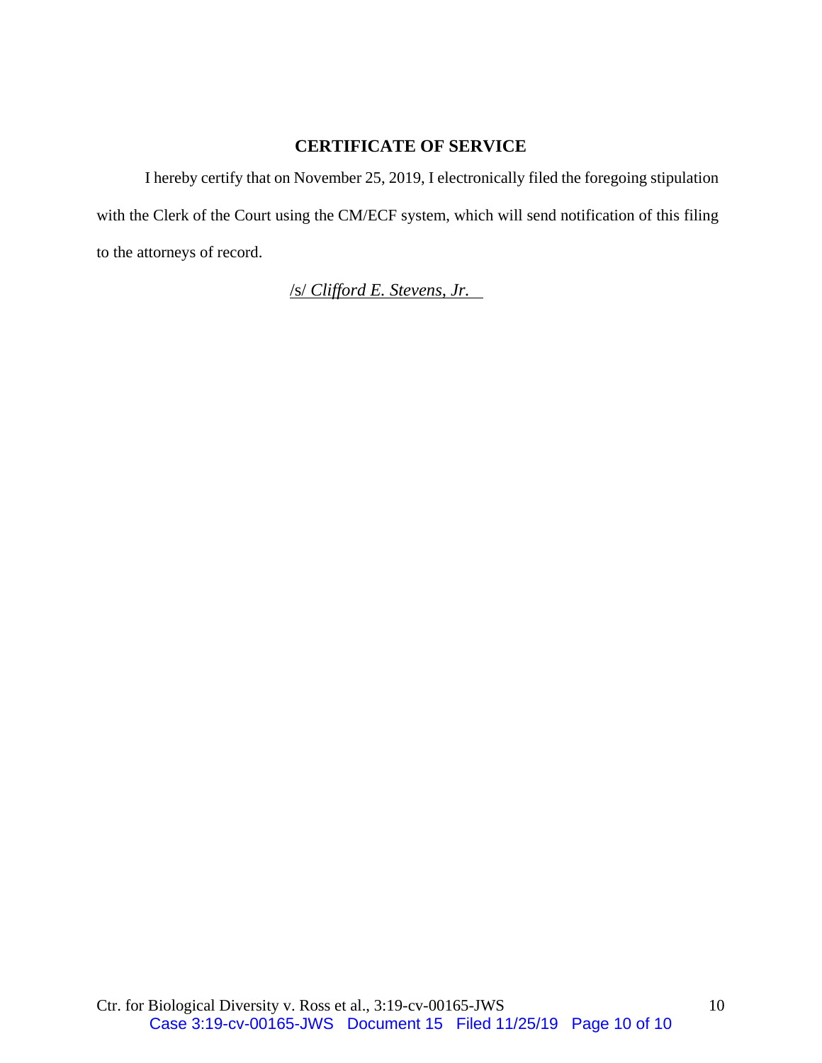## CERTIFICATE OF SERVICE

I hereby certify that on November 25, 2019, I electronically filed the foregoing stipulation with the Clerk of the Court using the CM/ECF system, which will send notification of this filing to the attorneys of record.

/s/ *Clifford E. Stevens, Jr.*